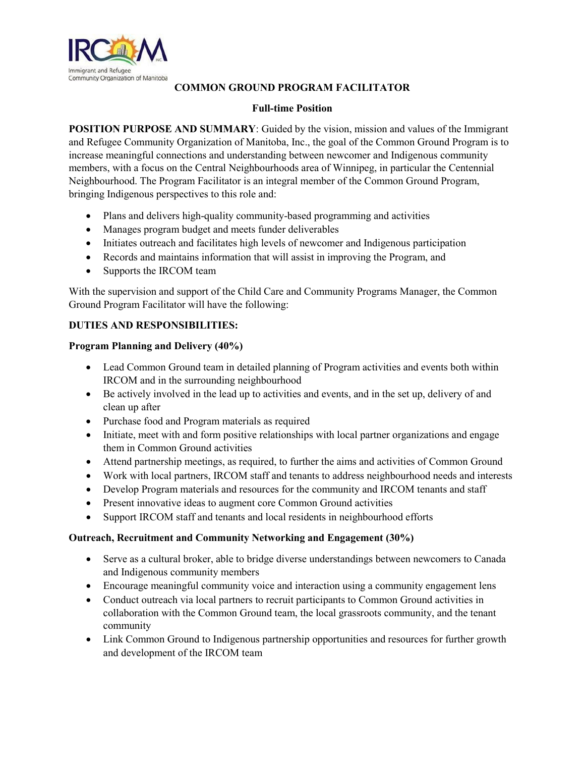# COMMON GROUND PROGRAM FACILITATOR

**Full-time Position**

**POSITION PURPOSE AND SUMMARY**: Guided by the vision, mission and values of the Immigrant and Refugee Community Organization of Manitoba, Inc., the goal of the Common Ground Program is to increase meaningful connections and understanding between newcomer and Indigenous community members, with a focus on the Central Neighbourhoods area of Winnipeg, in particular the Centennial Neighbourhood. The Program Facilitator is an integral member of the Common Ground Program, bringing Indigenous perspectives to this role and:

- Plans and delivers high-quality community-based programming and activities
- Manages program budget and meets funder deliverables
- Initiates outreach and facilitates high levels of newcomer and Indigenous participation
- Records and maintains information that will assist in improving the Program, and
- Supports the IRCOM team

With the supervision and support of the Child Care and Community Programs Manager, the Common Ground Program Facilitator will have the following:

## DUTIES AND RESPONSIBILITIES:

### Program Planning and Delivery (40%)

- Lead Common Ground team in detailed planning of Program activities and events both within IRCOM and in the surrounding neighbourhood
- Be actively involved in the lead up to activities and events, and in the set up, delivery of and clean up after
- Purchase food and Program materials as required
- Initiate, meet with and form positive relationships with local partner organizations and engage them in Common Ground activities
- Attend partnership meetings, as required, to further the aims and activities of Common Ground
- Work with local partners, IRCOM staff and tenants to address neighbourhood needs and interests
- Develop Program materials and resources for the community and IRCOM tenants and staff
- Present innovative ideas to augment core Common Ground activities
- Support IRCOM staff and tenants and local residents in neighbourhood efforts

### Outreach, Recruitment and Community Networking and Engagement (30%)

- Serve as a cultural broker, able to bridge diverse understandings between newcomers to Canada and Indigenous community members
- Encourage meaningful community voice and interaction using a community engagement lens
- Conduct outreach via local partners to recruit participants to Common Ground activities in collaboration with the Common Ground team, the local grassroots community, and the tenant community
- Link Common Ground to Indigenous partnership opportunities and resources for further growth and development of the IRCOM team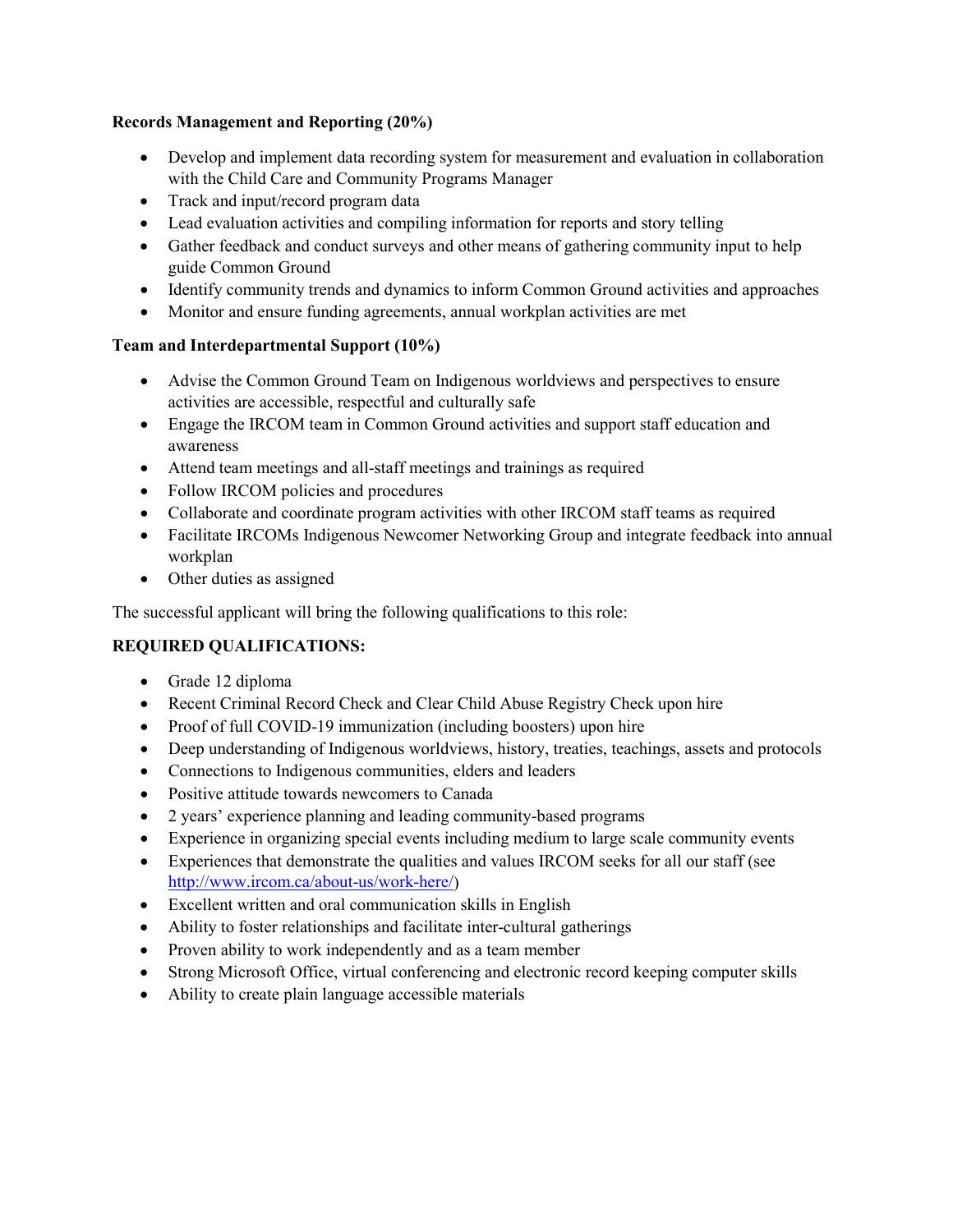**Records Management and Reporting (20%)**

- Develop and implement data recording system for measurement and evaluation in collaboration with the Child Care and Community Programs Manager
- Track and input/record program data
- Lead evaluation activities and compiling information for reports and story telling
- Gather feedback and conduct surveys and other means of gathering community input to help guide Common Ground
- Identify community trends and dynamics to inform Common Ground activities and approaches
- Monitor and ensure funding agreements, annual workplan activities are met

**Team and Interdepartmental Support (10%)**

- Advise the Common Ground Team on Indigenous worldviews and perspectives to ensure activities are accessible, respectful and culturally safe
- Engage the IRCOM team in Common Ground activities and support staff education and awareness
- Attend team meetings and all-staff meetings and trainings as required
- Follow IRCOM policies and procedures
- Collaborate and coordinate program activities with other IRCOM staff teams as required
- Facilitate IRCOMs Indigenous Newcomer Networking Group and integrate feedback into annual workplan
- Other duties as assigned

The successful applicant will bring the following qualifications to this role:

**REQUIRED QUALIFICATIONS:**

- Grade 12 diploma
- Recent Criminal Record Check and Clear Child Abuse Registry Check upon hire
- Proof of full COVID-19 immunization (including boosters) upon hire
- Deep understanding of Indigenous worldviews, history, treaties, teachings, assets and protocols
- Connections to Indigenous communities, elders and leaders
- Positive attitude towards newcomers to Canada
- 2 years' experience planning and leading community-based programs
- Experience in organizing special events including medium to large scale community events
- Experiences that demonstrate the qualities and values IRCOM seeks for all our staff (see [http://www.ircom.ca/about-us/work-here/](http://www.ircom.ca/about-us/work-here/))
- Excellent written and oral communication skills in English
- Ability to foster relationships and facilitate inter-cultural gatherings
- Proven ability to work independently and as a team member
- Strong Microsoft Office, virtual conferencing and electronic record keeping computer skills
- Ability to create plain language accessible materials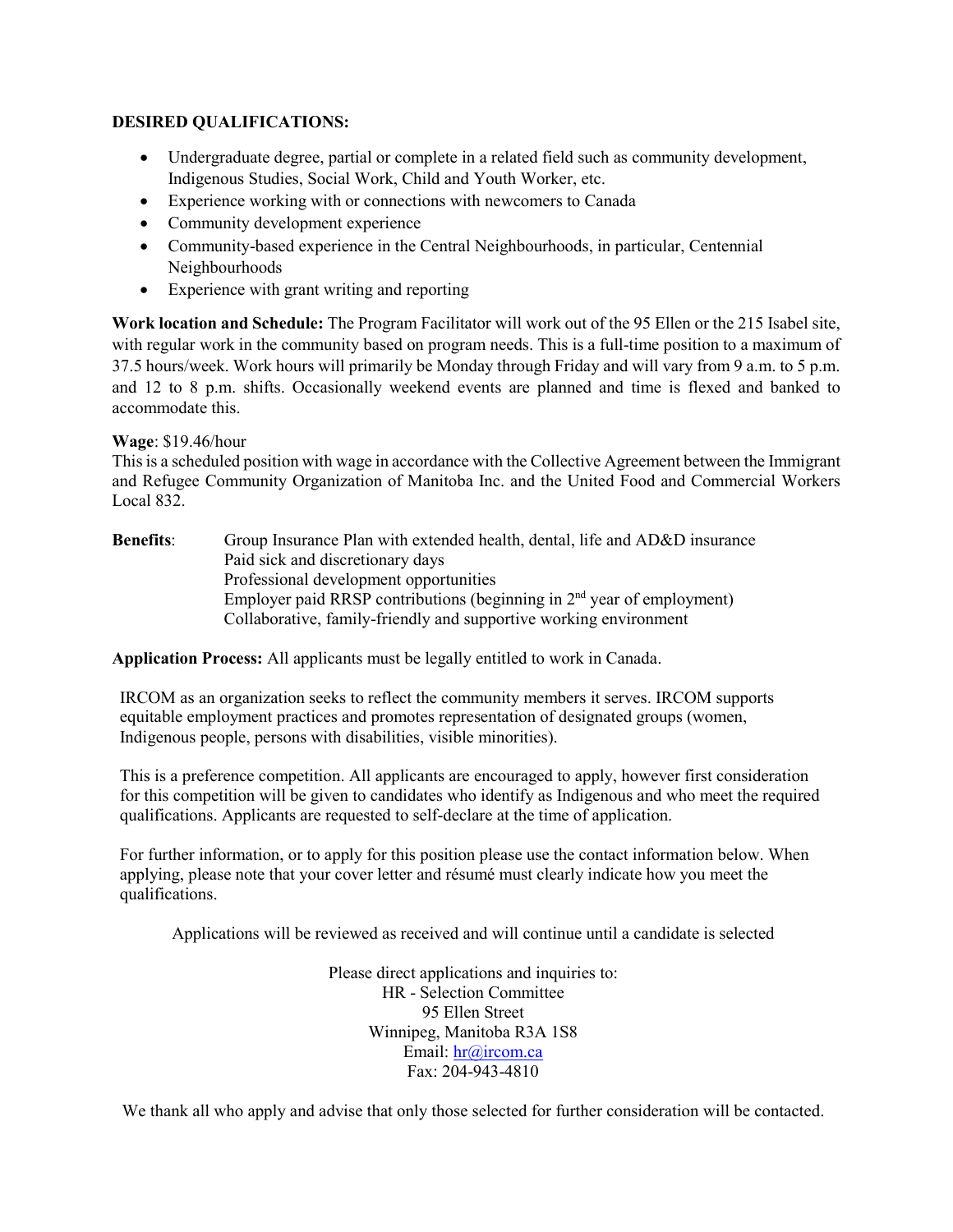**DESIRED QUALIFICATIONS:**

- Undergraduate degree, partial or complete in a related field such as community development, Indigenous Studies, Social Work, Child and Youth Worker, etc.
- Experience working with or connections with newcomers to Canada
- Community development experience
- Community-based experience in the Central Neighbourhoods, in particular, Centennial Neighbourhoods
- Experience with grant writing and reporting

**Work location and Schedule:** The Program Facilitator will work out of the 95 Ellen or the 215 Isabel site, with regular work in the community based on program needs. This is a full-time position to a maximum of 37.5 hours/week. Work hours will primarily be Monday through Friday and will vary from 9 a.m. to 5 p.m. and 12 to 8 p.m. shifts. Occasionally weekend events are planned and time is flexed and banked to accommodate this.

**Wage**: $19.46/hour
This is a scheduled position with wage in accordance with the Collective Agreement between the Immigrant and Refugee Community Organization of Manitoba Inc. and the United Food and Commercial Workers Local 832.

**Benefits**:
Group Insurance Plan with extended health, dental, life and AD&D insurance
Paid sick and discretionary days
Professional development opportunities
Employer paid RRSP contributions (beginning in 2nd year of employment)
Collaborative, family-friendly and supportive working environment

**Application Process:** All applicants must be legally entitled to work in Canada.

IRCOM as an organization seeks to reflect the community members it serves. IRCOM supports equitable employment practices and promotes representation of designated groups (women, Indigenous people, persons with disabilities, visible minorities).

This is a preference competition. All applicants are encouraged to apply, however first consideration for this competition will be given to candidates who identify as Indigenous and who meet the required qualifications. Applicants are requested to self-declare at the time of application.

For further information, or to apply for this position please use the contact information below. When applying, please note that your cover letter and résumé must clearly indicate how you meet the qualifications.

Applications will be reviewed as received and will continue until a candidate is selected

Please direct applications and inquiries to:
HR - Selection Committee
95 Ellen Street
Winnipeg, Manitoba R3A 1S8
Email: hr@ircom.ca
Fax: 204-943-4810

We thank all who apply and advise that only those selected for further consideration will be contacted.